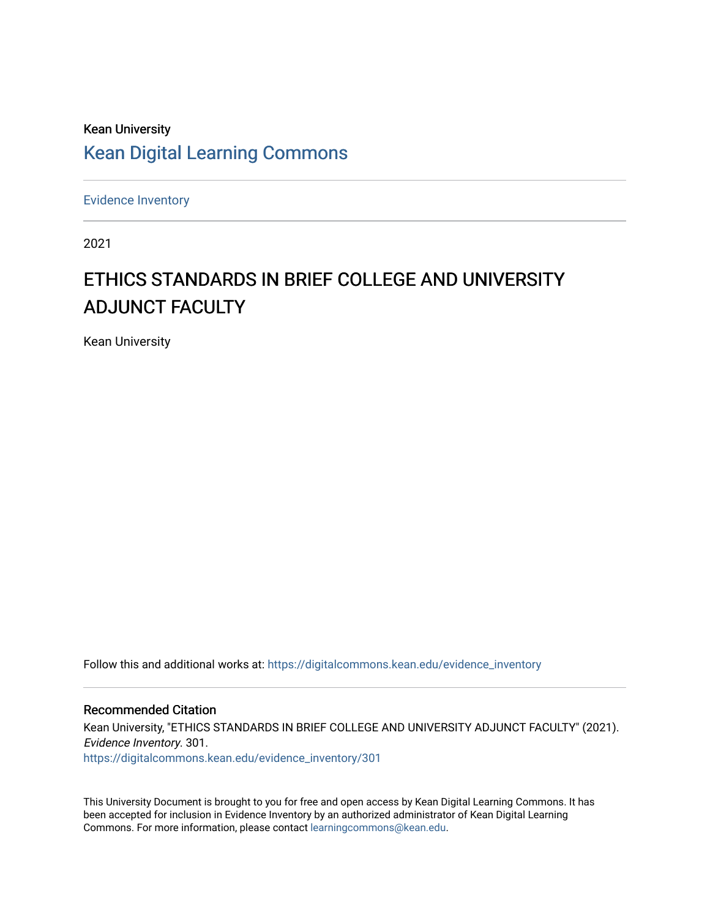Kean University

# Kean Digital Learning Commons

Evidence Inventory

2021

# ETHICS STANDARDS IN BRIEF COLLEGE AND UNIVERSITY ADJUNCT FACULTY

Kean University

Follow this and additional works at: https://digitalcommons.kean.edu/evidence_inventory

## Recommended Citation

Kean University, "ETHICS STANDARDS IN BRIEF COLLEGE AND UNIVERSITY ADJUNCT FACULTY" (2021). *Evidence Inventory*. 301.
https://digitalcommons.kean.edu/evidence_inventory/301

This University Document is brought to you for free and open access by Kean Digital Learning Commons. It has been accepted for inclusion in Evidence Inventory by an authorized administrator of Kean Digital Learning Commons. For more information, please contact learningcommons@kean.edu.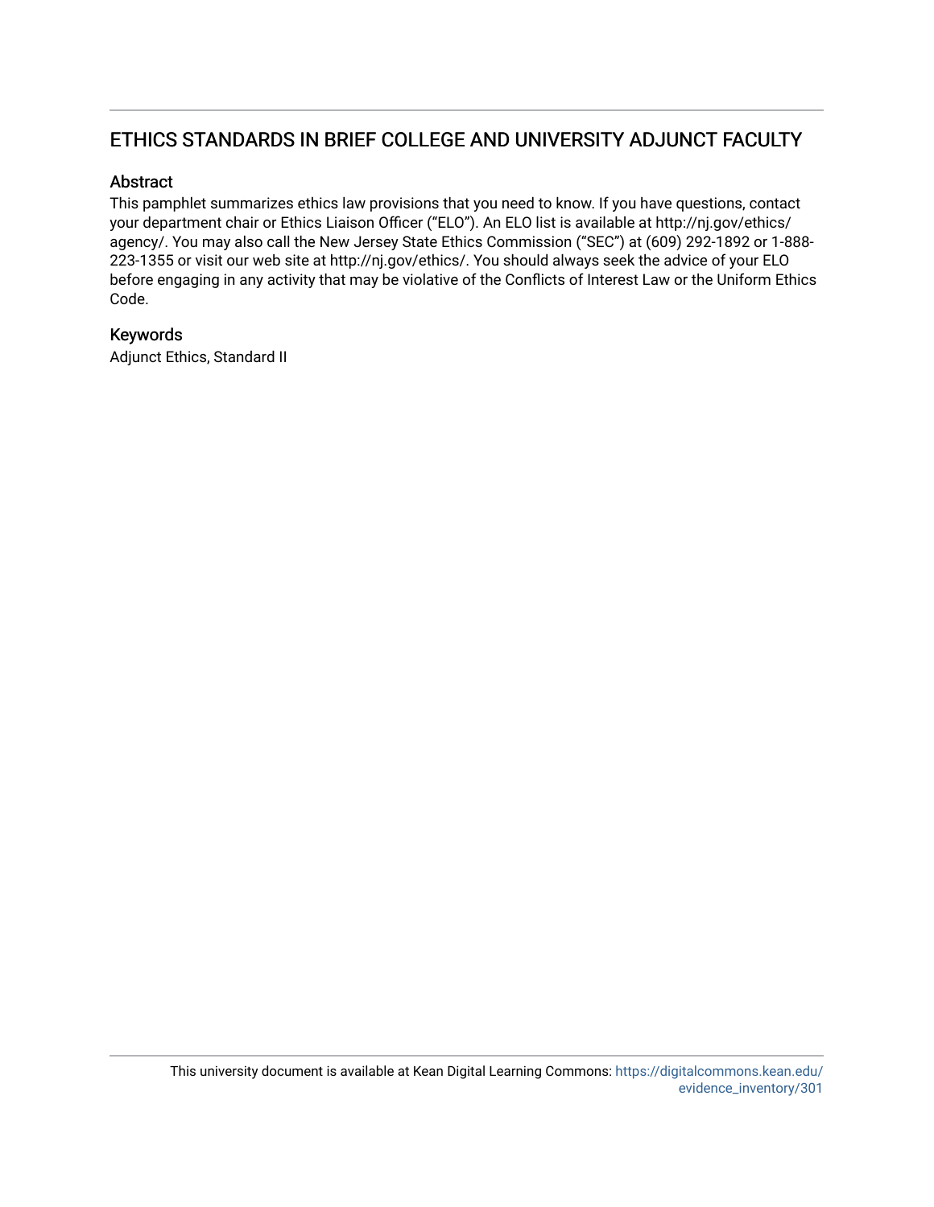# ETHICS STANDARDS IN BRIEF COLLEGE AND UNIVERSITY ADJUNCT FACULTY

## Abstract

This pamphlet summarizes ethics law provisions that you need to know. If you have questions, contact your department chair or Ethics Liaison Officer ("ELO"). An ELO list is available at http://nj.gov/ethics/agency/. You may also call the New Jersey State Ethics Commission ("SEC") at (609) 292-1892 or 1-888-223-1355 or visit our web site at http://nj.gov/ethics/. You should always seek the advice of your ELO before engaging in any activity that may be violative of the Conflicts of Interest Law or the Uniform Ethics Code.

## Keywords

Adjunct Ethics, Standard II

This university document is available at Kean Digital Learning Commons: https://digitalcommons.kean.edu/evidence_inventory/301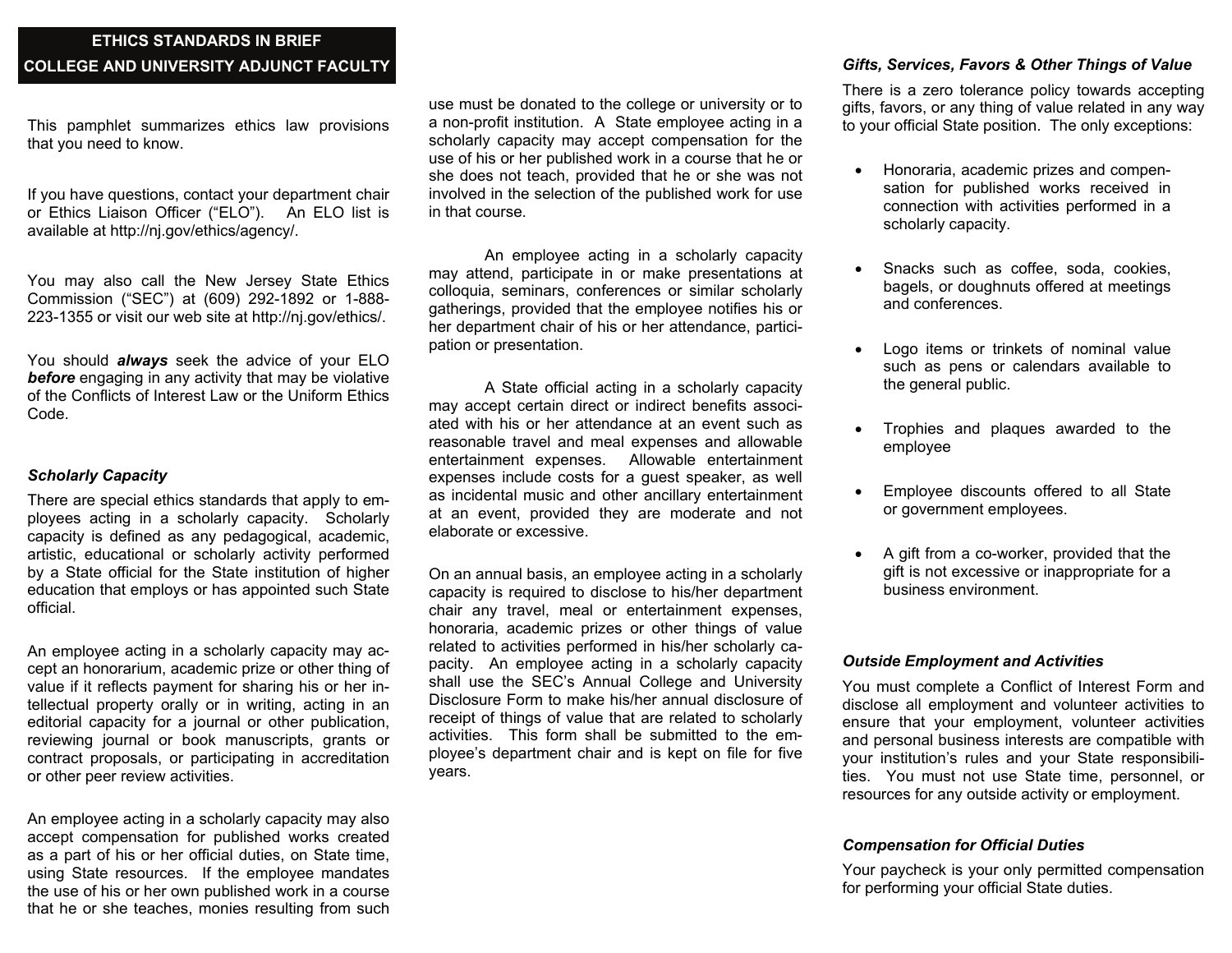## ETHICS STANDARDS IN BRIEF
## COLLEGE AND UNIVERSITY ADJUNCT FACULTY

This pamphlet summarizes ethics law provisions that you need to know.

If you have questions, contact your department chair or Ethics Liaison Officer ("ELO"). An ELO list is available at http://nj.gov/ethics/agency/.

You may also call the New Jersey State Ethics Commission ("SEC") at (609) 292-1892 or 1-888-223-1355 or visit our web site at http://nj.gov/ethics/.

You should ***always*** seek the advice of your ELO ***before*** engaging in any activity that may be violative of the Conflicts of Interest Law or the Uniform Ethics Code.

### *Scholarly Capacity*

There are special ethics standards that apply to employees acting in a scholarly capacity. Scholarly capacity is defined as any pedagogical, academic, artistic, educational or scholarly activity performed by a State official for the State institution of higher education that employs or has appointed such State official.

An employee acting in a scholarly capacity may accept an honorarium, academic prize or other thing of value if it reflects payment for sharing his or her intellectual property orally or in writing, acting in an editorial capacity for a journal or other publication, reviewing journal or book manuscripts, grants or contract proposals, or participating in accreditation or other peer review activities.

An employee acting in a scholarly capacity may also accept compensation for published works created as a part of his or her official duties, on State time, using State resources. If the employee mandates the use of his or her own published work in a course that he or she teaches, monies resulting from such use must be donated to the college or university or to a non-profit institution. A State employee acting in a scholarly capacity may accept compensation for the use of his or her published work in a course that he or she does not teach, provided that he or she was not involved in the selection of the published work for use in that course.

An employee acting in a scholarly capacity may attend, participate in or make presentations at colloquia, seminars, conferences or similar scholarly gatherings, provided that the employee notifies his or her department chair of his or her attendance, participation or presentation.

A State official acting in a scholarly capacity may accept certain direct or indirect benefits associated with his or her attendance at an event such as reasonable travel and meal expenses and allowable entertainment expenses. Allowable entertainment expenses include costs for a guest speaker, as well as incidental music and other ancillary entertainment at an event, provided they are moderate and not elaborate or excessive.

On an annual basis, an employee acting in a scholarly capacity is required to disclose to his/her department chair any travel, meal or entertainment expenses, honoraria, academic prizes or other things of value related to activities performed in his/her scholarly capacity. An employee acting in a scholarly capacity shall use the SEC's Annual College and University Disclosure Form to make his/her annual disclosure of receipt of things of value that are related to scholarly activities. This form shall be submitted to the employee's department chair and is kept on file for five years.

### *Gifts, Services, Favors & Other Things of Value*

There is a zero tolerance policy towards accepting gifts, favors, or any thing of value related in any way to your official State position. The only exceptions:

- Honoraria, academic prizes and compensation for published works received in connection with activities performed in a scholarly capacity.
- Snacks such as coffee, soda, cookies, bagels, or doughnuts offered at meetings and conferences.
- Logo items or trinkets of nominal value such as pens or calendars available to the general public.
- Trophies and plaques awarded to the employee
- Employee discounts offered to all State or government employees.
- A gift from a co-worker, provided that the gift is not excessive or inappropriate for a business environment.

### *Outside Employment and Activities*

You must complete a Conflict of Interest Form and disclose all employment and volunteer activities to ensure that your employment, volunteer activities and personal business interests are compatible with your institution's rules and your State responsibilities. You must not use State time, personnel, or resources for any outside activity or employment.

### *Compensation for Official Duties*

Your paycheck is your only permitted compensation for performing your official State duties.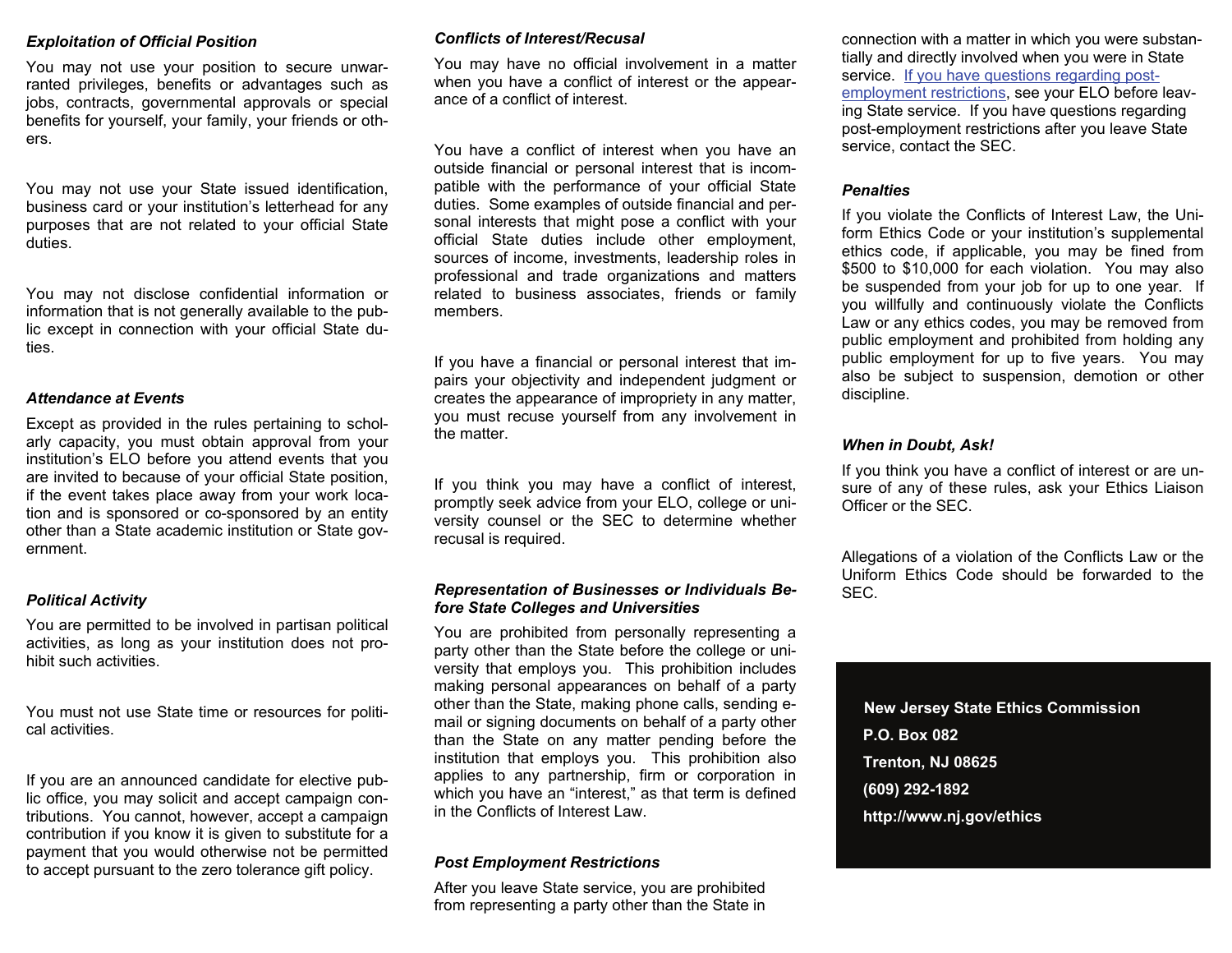### *Exploitation of Official Position*

You may not use your position to secure unwarranted privileges, benefits or advantages such as jobs, contracts, governmental approvals or special benefits for yourself, your family, your friends or others.

You may not use your State issued identification, business card or your institution's letterhead for any purposes that are not related to your official State duties.

You may not disclose confidential information or information that is not generally available to the public except in connection with your official State duties.

### *Attendance at Events*

Except as provided in the rules pertaining to scholarly capacity, you must obtain approval from your institution's ELO before you attend events that you are invited to because of your official State position, if the event takes place away from your work location and is sponsored or co-sponsored by an entity other than a State academic institution or State government.

### *Political Activity*

You are permitted to be involved in partisan political activities, as long as your institution does not prohibit such activities.

You must not use State time or resources for political activities.

If you are an announced candidate for elective public office, you may solicit and accept campaign contributions. You cannot, however, accept a campaign contribution if you know it is given to substitute for a payment that you would otherwise not be permitted to accept pursuant to the zero tolerance gift policy.

### *Conflicts of Interest/Recusal*

You may have no official involvement in a matter when you have a conflict of interest or the appearance of a conflict of interest.

You have a conflict of interest when you have an outside financial or personal interest that is incompatible with the performance of your official State duties. Some examples of outside financial and personal interests that might pose a conflict with your official State duties include other employment, sources of income, investments, leadership roles in professional and trade organizations and matters related to business associates, friends or family members.

If you have a financial or personal interest that impairs your objectivity and independent judgment or creates the appearance of impropriety in any matter, you must recuse yourself from any involvement in the matter.

If you think you may have a conflict of interest, promptly seek advice from your ELO, college or university counsel or the SEC to determine whether recusal is required.

### *Representation of Businesses or Individuals Before State Colleges and Universities*

You are prohibited from personally representing a party other than the State before the college or university that employs you. This prohibition includes making personal appearances on behalf of a party other than the State, making phone calls, sending e-mail or signing documents on behalf of a party other than the State on any matter pending before the institution that employs you. This prohibition also applies to any partnership, firm or corporation in which you have an "interest," as that term is defined in the Conflicts of Interest Law.

### *Post Employment Restrictions*

After you leave State service, you are prohibited from representing a party other than the State in connection with a matter in which you were substantially and directly involved when you were in State service. If you have questions regarding post-employment restrictions, see your ELO before leaving State service. If you have questions regarding post-employment restrictions after you leave State service, contact the SEC.

### *Penalties*

If you violate the Conflicts of Interest Law, the Uniform Ethics Code or your institution's supplemental ethics code, if applicable, you may be fined from $500 to $10,000 for each violation. You may also be suspended from your job for up to one year. If you willfully and continuously violate the Conflicts Law or any ethics codes, you may be removed from public employment and prohibited from holding any public employment for up to five years. You may also be subject to suspension, demotion or other discipline.

### *When in Doubt, Ask!*

If you think you have a conflict of interest or are unsure of any of these rules, ask your Ethics Liaison Officer or the SEC.

Allegations of a violation of the Conflicts Law or the Uniform Ethics Code should be forwarded to the SEC.

**New Jersey State Ethics Commission**
**P.O. Box 082**
**Trenton, NJ 08625**
**(609) 292-1892**
**http://www.nj.gov/ethics**